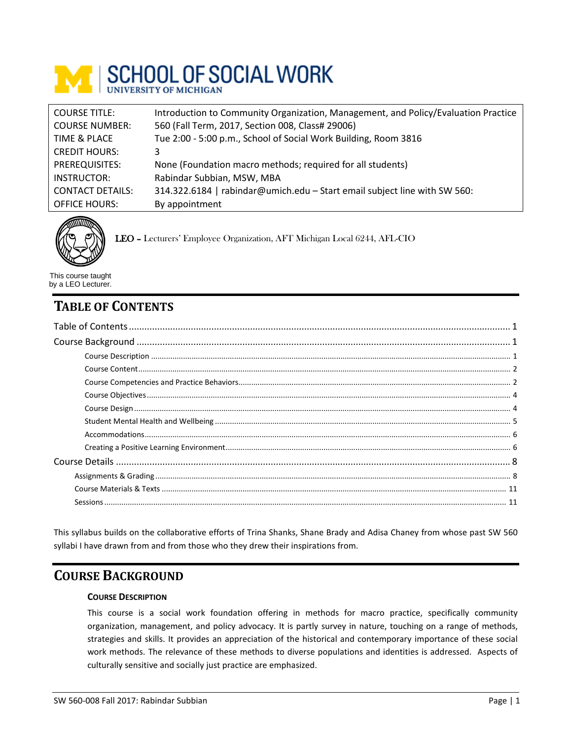SCHOOL OF SOCIAL WORK
UNIVERSITY OF MICHIGAN

| | |
|---|---|
| COURSE TITLE: | Introduction to Community Organization, Management, and Policy/Evaluation Practice |
| COURSE NUMBER: | 560 (Fall Term, 2017, Section 008, Class# 29006) |
| TIME & PLACE | Tue 2:00 - 5:00 p.m., School of Social Work Building, Room 3816 |
| CREDIT HOURS: | 3 |
| PREREQUISITES: | None (Foundation macro methods; required for all students) |
| INSTRUCTOR: | Rabindar Subbian, MSW, MBA |
| CONTACT DETAILS: | 314.322.6184 \| rabindar@umich.edu – Start email subject line with SW 560: |
| OFFICE HOURS: | By appointment |

LEO – Lecturers' Employee Organization, AFT Michigan Local 6244, AFL-CIO

This course taught by a LEO Lecturer.

# Table of Contents

- Table of Contents ..... 1
- Course Background ..... 1
  - Course Description ..... 1
  - Course Content ..... 2
  - Course Competencies and Practice Behaviors ..... 2
  - Course Objectives ..... 4
  - Course Design ..... 4
  - Student Mental Health and Wellbeing ..... 5
  - Accommodations ..... 6
  - Creating a Positive Learning Environment ..... 6
- Course Details ..... 8
  - Assignments & Grading ..... 8
  - Course Materials & Texts ..... 11
  - Sessions ..... 11

This syllabus builds on the collaborative efforts of Trina Shanks, Shane Brady and Adisa Chaney from whose past SW 560 syllabi I have drawn from and from those who they drew their inspirations from.

# Course Background

### Course Description

This course is a social work foundation offering in methods for macro practice, specifically community organization, management, and policy advocacy. It is partly survey in nature, touching on a range of methods, strategies and skills. It provides an appreciation of the historical and contemporary importance of these social work methods. The relevance of these methods to diverse populations and identities is addressed. Aspects of culturally sensitive and socially just practice are emphasized.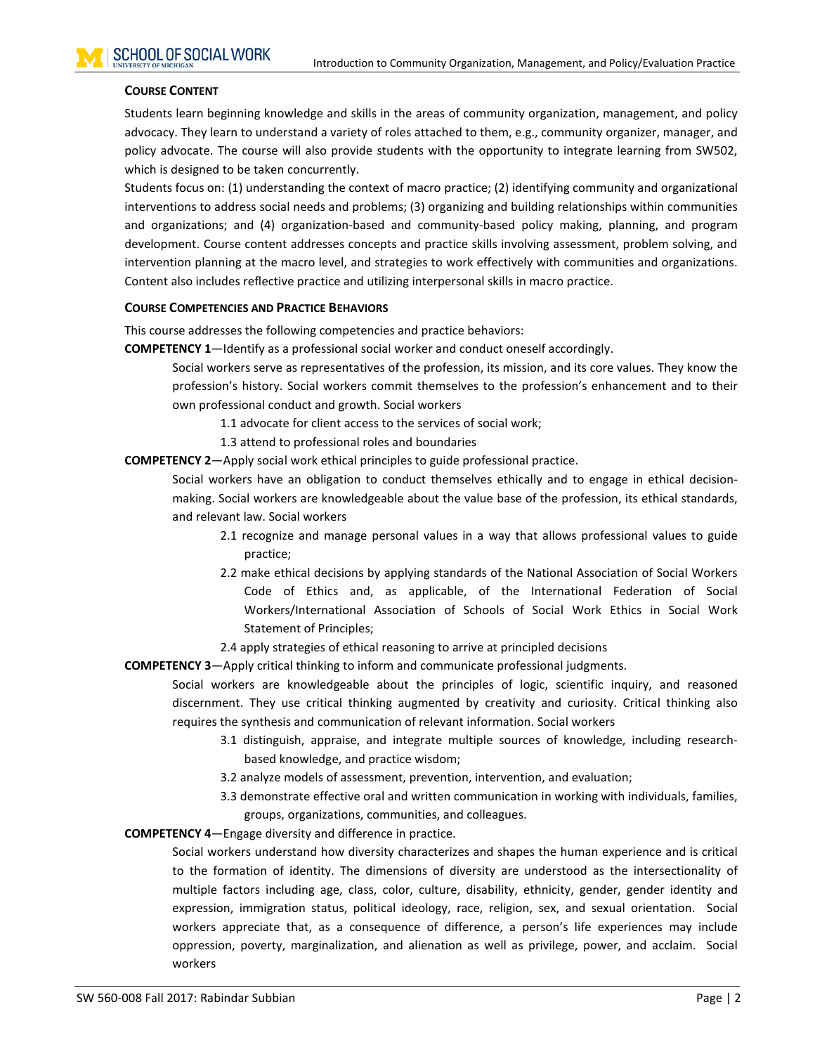### COURSE CONTENT

Students learn beginning knowledge and skills in the areas of community organization, management, and policy advocacy. They learn to understand a variety of roles attached to them, e.g., community organizer, manager, and policy advocate. The course will also provide students with the opportunity to integrate learning from SW502, which is designed to be taken concurrently.

Students focus on: (1) understanding the context of macro practice; (2) identifying community and organizational interventions to address social needs and problems; (3) organizing and building relationships within communities and organizations; and (4) organization-based and community-based policy making, planning, and program development. Course content addresses concepts and practice skills involving assessment, problem solving, and intervention planning at the macro level, and strategies to work effectively with communities and organizations. Content also includes reflective practice and utilizing interpersonal skills in macro practice.

### COURSE COMPETENCIES AND PRACTICE BEHAVIORS

This course addresses the following competencies and practice behaviors:

**COMPETENCY 1**—Identify as a professional social worker and conduct oneself accordingly.

Social workers serve as representatives of the profession, its mission, and its core values. They know the profession's history. Social workers commit themselves to the profession's enhancement and to their own professional conduct and growth. Social workers

- 1.1 advocate for client access to the services of social work;
- 1.3 attend to professional roles and boundaries

**COMPETENCY 2**—Apply social work ethical principles to guide professional practice.

Social workers have an obligation to conduct themselves ethically and to engage in ethical decision-making. Social workers are knowledgeable about the value base of the profession, its ethical standards, and relevant law. Social workers

- 2.1 recognize and manage personal values in a way that allows professional values to guide practice;
- 2.2 make ethical decisions by applying standards of the National Association of Social Workers Code of Ethics and, as applicable, of the International Federation of Social Workers/International Association of Schools of Social Work Ethics in Social Work Statement of Principles;
- 2.4 apply strategies of ethical reasoning to arrive at principled decisions

**COMPETENCY 3**—Apply critical thinking to inform and communicate professional judgments.

Social workers are knowledgeable about the principles of logic, scientific inquiry, and reasoned discernment. They use critical thinking augmented by creativity and curiosity. Critical thinking also requires the synthesis and communication of relevant information. Social workers

- 3.1 distinguish, appraise, and integrate multiple sources of knowledge, including research-based knowledge, and practice wisdom;
- 3.2 analyze models of assessment, prevention, intervention, and evaluation;
- 3.3 demonstrate effective oral and written communication in working with individuals, families, groups, organizations, communities, and colleagues.

**COMPETENCY 4**—Engage diversity and difference in practice.

Social workers understand how diversity characterizes and shapes the human experience and is critical to the formation of identity. The dimensions of diversity are understood as the intersectionality of multiple factors including age, class, color, culture, disability, ethnicity, gender, gender identity and expression, immigration status, political ideology, race, religion, sex, and sexual orientation. Social workers appreciate that, as a consequence of difference, a person's life experiences may include oppression, poverty, marginalization, and alienation as well as privilege, power, and acclaim. Social workers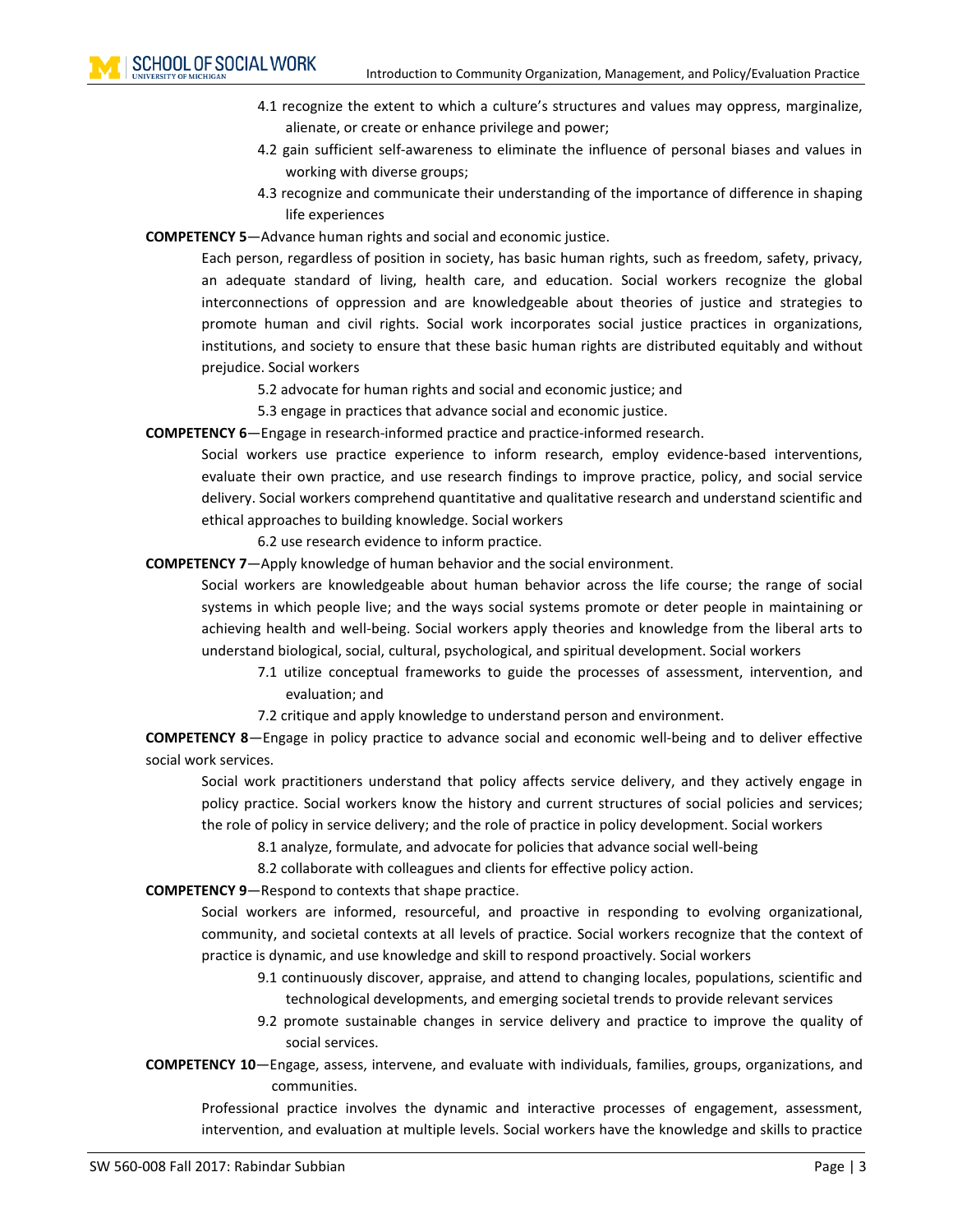4.1 recognize the extent to which a culture's structures and values may oppress, marginalize, alienate, or create or enhance privilege and power;

4.2 gain sufficient self-awareness to eliminate the influence of personal biases and values in working with diverse groups;

4.3 recognize and communicate their understanding of the importance of difference in shaping life experiences

**COMPETENCY 5**—Advance human rights and social and economic justice.

Each person, regardless of position in society, has basic human rights, such as freedom, safety, privacy, an adequate standard of living, health care, and education. Social workers recognize the global interconnections of oppression and are knowledgeable about theories of justice and strategies to promote human and civil rights. Social work incorporates social justice practices in organizations, institutions, and society to ensure that these basic human rights are distributed equitably and without prejudice. Social workers

5.2 advocate for human rights and social and economic justice; and

5.3 engage in practices that advance social and economic justice.

**COMPETENCY 6**—Engage in research-informed practice and practice-informed research.

Social workers use practice experience to inform research, employ evidence-based interventions, evaluate their own practice, and use research findings to improve practice, policy, and social service delivery. Social workers comprehend quantitative and qualitative research and understand scientific and ethical approaches to building knowledge. Social workers

6.2 use research evidence to inform practice.

**COMPETENCY 7**—Apply knowledge of human behavior and the social environment.

Social workers are knowledgeable about human behavior across the life course; the range of social systems in which people live; and the ways social systems promote or deter people in maintaining or achieving health and well-being. Social workers apply theories and knowledge from the liberal arts to understand biological, social, cultural, psychological, and spiritual development. Social workers

7.1 utilize conceptual frameworks to guide the processes of assessment, intervention, and evaluation; and

7.2 critique and apply knowledge to understand person and environment.

**COMPETENCY 8**—Engage in policy practice to advance social and economic well-being and to deliver effective social work services.

Social work practitioners understand that policy affects service delivery, and they actively engage in policy practice. Social workers know the history and current structures of social policies and services; the role of policy in service delivery; and the role of practice in policy development. Social workers

8.1 analyze, formulate, and advocate for policies that advance social well-being

8.2 collaborate with colleagues and clients for effective policy action.

**COMPETENCY 9**—Respond to contexts that shape practice.

Social workers are informed, resourceful, and proactive in responding to evolving organizational, community, and societal contexts at all levels of practice. Social workers recognize that the context of practice is dynamic, and use knowledge and skill to respond proactively. Social workers

9.1 continuously discover, appraise, and attend to changing locales, populations, scientific and technological developments, and emerging societal trends to provide relevant services

9.2 promote sustainable changes in service delivery and practice to improve the quality of social services.

**COMPETENCY 10**—Engage, assess, intervene, and evaluate with individuals, families, groups, organizations, and communities.

Professional practice involves the dynamic and interactive processes of engagement, assessment, intervention, and evaluation at multiple levels. Social workers have the knowledge and skills to practice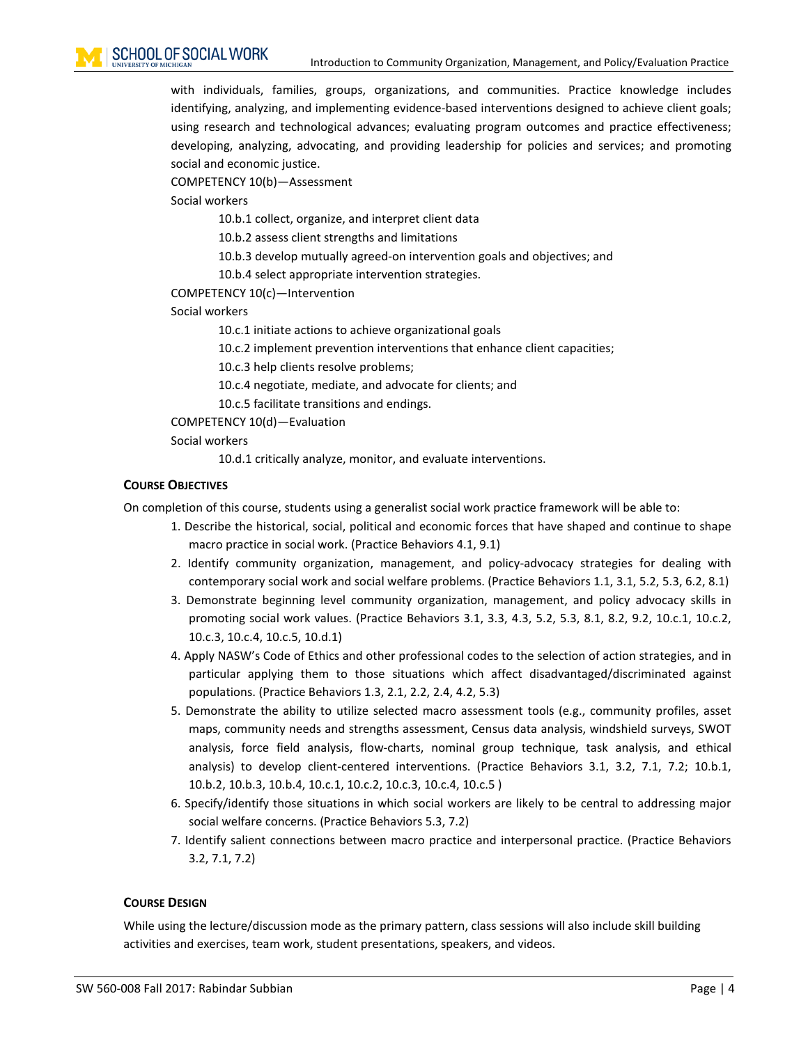with individuals, families, groups, organizations, and communities. Practice knowledge includes identifying, analyzing, and implementing evidence-based interventions designed to achieve client goals; using research and technological advances; evaluating program outcomes and practice effectiveness; developing, analyzing, advocating, and providing leadership for policies and services; and promoting social and economic justice.

COMPETENCY 10(b)—Assessment

Social workers

- 10.b.1 collect, organize, and interpret client data
- 10.b.2 assess client strengths and limitations
- 10.b.3 develop mutually agreed-on intervention goals and objectives; and
- 10.b.4 select appropriate intervention strategies.

COMPETENCY 10(c)—Intervention

Social workers

- 10.c.1 initiate actions to achieve organizational goals
- 10.c.2 implement prevention interventions that enhance client capacities;
- 10.c.3 help clients resolve problems;
- 10.c.4 negotiate, mediate, and advocate for clients; and
- 10.c.5 facilitate transitions and endings.

COMPETENCY 10(d)—Evaluation

Social workers

- 10.d.1 critically analyze, monitor, and evaluate interventions.

## Course Objectives

On completion of this course, students using a generalist social work practice framework will be able to:

1. Describe the historical, social, political and economic forces that have shaped and continue to shape macro practice in social work. (Practice Behaviors 4.1, 9.1)
2. Identify community organization, management, and policy-advocacy strategies for dealing with contemporary social work and social welfare problems. (Practice Behaviors 1.1, 3.1, 5.2, 5.3, 6.2, 8.1)
3. Demonstrate beginning level community organization, management, and policy advocacy skills in promoting social work values. (Practice Behaviors 3.1, 3.3, 4.3, 5.2, 5.3, 8.1, 8.2, 9.2, 10.c.1, 10.c.2, 10.c.3, 10.c.4, 10.c.5, 10.d.1)
4. Apply NASW's Code of Ethics and other professional codes to the selection of action strategies, and in particular applying them to those situations which affect disadvantaged/discriminated against populations. (Practice Behaviors 1.3, 2.1, 2.2, 2.4, 4.2, 5.3)
5. Demonstrate the ability to utilize selected macro assessment tools (e.g., community profiles, asset maps, community needs and strengths assessment, Census data analysis, windshield surveys, SWOT analysis, force field analysis, flow-charts, nominal group technique, task analysis, and ethical analysis) to develop client-centered interventions. (Practice Behaviors 3.1, 3.2, 7.1, 7.2; 10.b.1, 10.b.2, 10.b.3, 10.b.4, 10.c.1, 10.c.2, 10.c.3, 10.c.4, 10.c.5 )
6. Specify/identify those situations in which social workers are likely to be central to addressing major social welfare concerns. (Practice Behaviors 5.3, 7.2)
7. Identify salient connections between macro practice and interpersonal practice. (Practice Behaviors 3.2, 7.1, 7.2)

## Course Design

While using the lecture/discussion mode as the primary pattern, class sessions will also include skill building activities and exercises, team work, student presentations, speakers, and videos.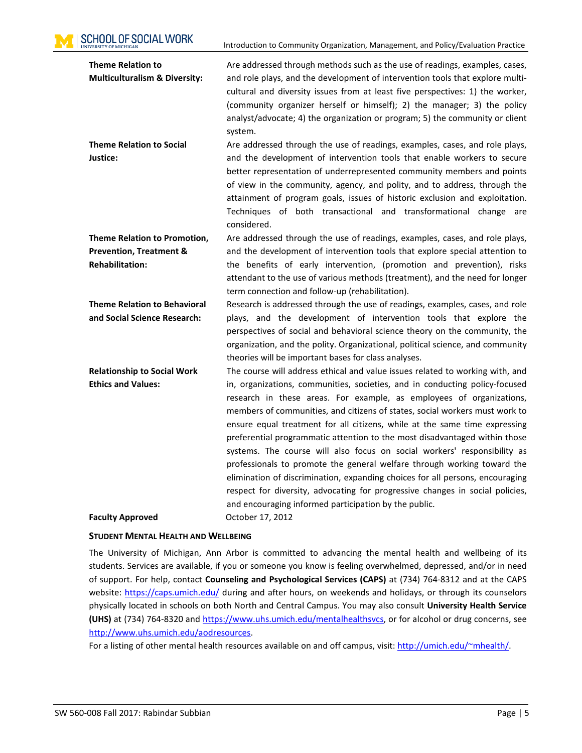**Theme Relation to Multiculturalism & Diversity:** Are addressed through methods such as the use of readings, examples, cases, and role plays, and the development of intervention tools that explore multi-cultural and diversity issues from at least five perspectives: 1) the worker, (community organizer herself or himself); 2) the manager; 3) the policy analyst/advocate; 4) the organization or program; 5) the community or client system.

**Theme Relation to Social Justice:** Are addressed through the use of readings, examples, cases, and role plays, and the development of intervention tools that enable workers to secure better representation of underrepresented community members and points of view in the community, agency, and polity, and to address, through the attainment of program goals, issues of historic exclusion and exploitation. Techniques of both transactional and transformational change are considered.

**Theme Relation to Promotion, Prevention, Treatment & Rehabilitation:** Are addressed through the use of readings, examples, cases, and role plays, and the development of intervention tools that explore special attention to the benefits of early intervention, (promotion and prevention), risks attendant to the use of various methods (treatment), and the need for longer term connection and follow-up (rehabilitation).

**Theme Relation to Behavioral and Social Science Research:** Research is addressed through the use of readings, examples, cases, and role plays, and the development of intervention tools that explore the perspectives of social and behavioral science theory on the community, the organization, and the polity. Organizational, political science, and community theories will be important bases for class analyses.

**Relationship to Social Work Ethics and Values:** The course will address ethical and value issues related to working with, and in, organizations, communities, societies, and in conducting policy-focused research in these areas. For example, as employees of organizations, members of communities, and citizens of states, social workers must work to ensure equal treatment for all citizens, while at the same time expressing preferential programmatic attention to the most disadvantaged within those systems. The course will also focus on social workers' responsibility as professionals to promote the general welfare through working toward the elimination of discrimination, expanding choices for all persons, encouraging respect for diversity, advocating for progressive changes in social policies, and encouraging informed participation by the public.

**Faculty Approved** October 17, 2012

### Student Mental Health and Wellbeing

The University of Michigan, Ann Arbor is committed to advancing the mental health and wellbeing of its students. Services are available, if you or someone you know is feeling overwhelmed, depressed, and/or in need of support. For help, contact **Counseling and Psychological Services (CAPS)** at (734) 764-8312 and at the CAPS website: https://caps.umich.edu/ during and after hours, on weekends and holidays, or through its counselors physically located in schools on both North and Central Campus. You may also consult **University Health Service (UHS)** at (734) 764-8320 and https://www.uhs.umich.edu/mentalhealthsvcs, or for alcohol or drug concerns, see http://www.uhs.umich.edu/aodresources.

For a listing of other mental health resources available on and off campus, visit: http://umich.edu/~mhealth/.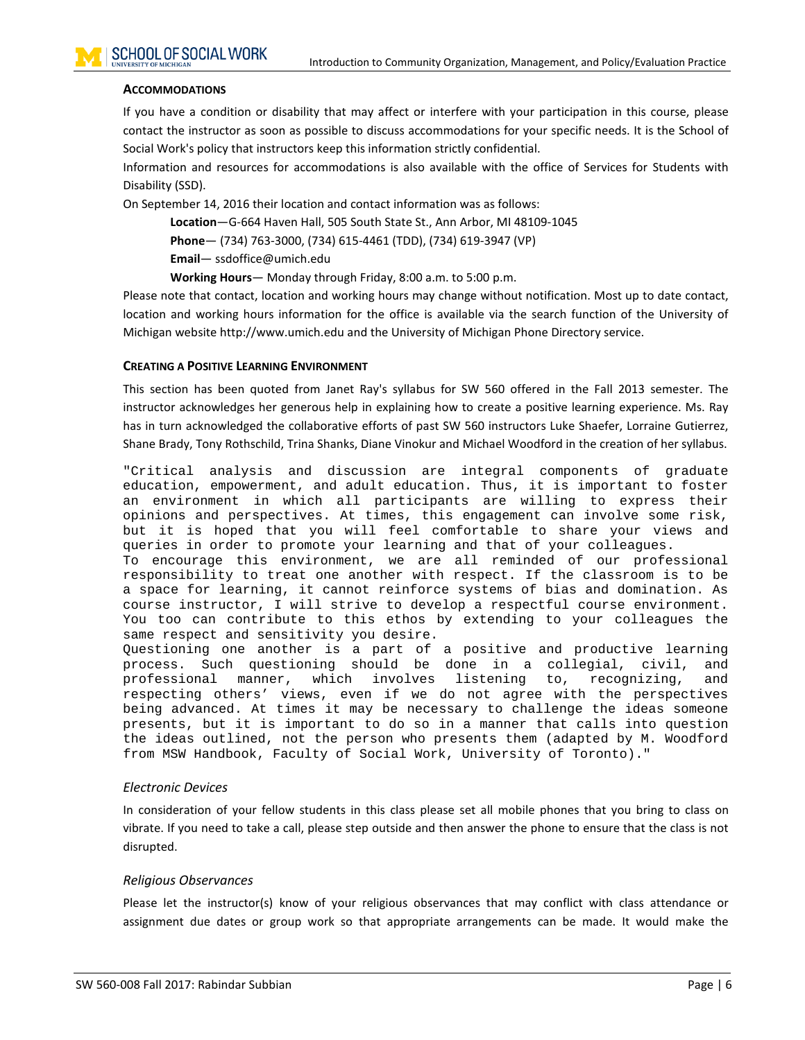### ACCOMMODATIONS

If you have a condition or disability that may affect or interfere with your participation in this course, please contact the instructor as soon as possible to discuss accommodations for your specific needs. It is the School of Social Work's policy that instructors keep this information strictly confidential.

Information and resources for accommodations is also available with the office of Services for Students with Disability (SSD).

On September 14, 2016 their location and contact information was as follows:

> **Location**—G-664 Haven Hall, 505 South State St., Ann Arbor, MI 48109-1045
>
> **Phone**— (734) 763-3000, (734) 615-4461 (TDD), (734) 619-3947 (VP)
>
> **Email**— ssdoffice@umich.edu
>
> **Working Hours**— Monday through Friday, 8:00 a.m. to 5:00 p.m.

Please note that contact, location and working hours may change without notification. Most up to date contact, location and working hours information for the office is available via the search function of the University of Michigan website http://www.umich.edu and the University of Michigan Phone Directory service.

### CREATING A POSITIVE LEARNING ENVIRONMENT

This section has been quoted from Janet Ray's syllabus for SW 560 offered in the Fall 2013 semester. The instructor acknowledges her generous help in explaining how to create a positive learning experience. Ms. Ray has in turn acknowledged the collaborative efforts of past SW 560 instructors Luke Shaefer, Lorraine Gutierrez, Shane Brady, Tony Rothschild, Trina Shanks, Diane Vinokur and Michael Woodford in the creation of her syllabus.

"Critical analysis and discussion are integral components of graduate education, empowerment, and adult education. Thus, it is important to foster an environment in which all participants are willing to express their opinions and perspectives. At times, this engagement can involve some risk, but it is hoped that you will feel comfortable to share your views and queries in order to promote your learning and that of your colleagues.
To encourage this environment, we are all reminded of our professional responsibility to treat one another with respect. If the classroom is to be a space for learning, it cannot reinforce systems of bias and domination. As course instructor, I will strive to develop a respectful course environment. You too can contribute to this ethos by extending to your colleagues the same respect and sensitivity you desire.
Questioning one another is a part of a positive and productive learning process. Such questioning should be done in a collegial, civil, and professional manner, which involves listening to, recognizing, and respecting others' views, even if we do not agree with the perspectives being advanced. At times it may be necessary to challenge the ideas someone presents, but it is important to do so in a manner that calls into question the ideas outlined, not the person who presents them (adapted by M. Woodford from MSW Handbook, Faculty of Social Work, University of Toronto)."

#### *Electronic Devices*

In consideration of your fellow students in this class please set all mobile phones that you bring to class on vibrate. If you need to take a call, please step outside and then answer the phone to ensure that the class is not disrupted.

#### *Religious Observances*

Please let the instructor(s) know of your religious observances that may conflict with class attendance or assignment due dates or group work so that appropriate arrangements can be made. It would make the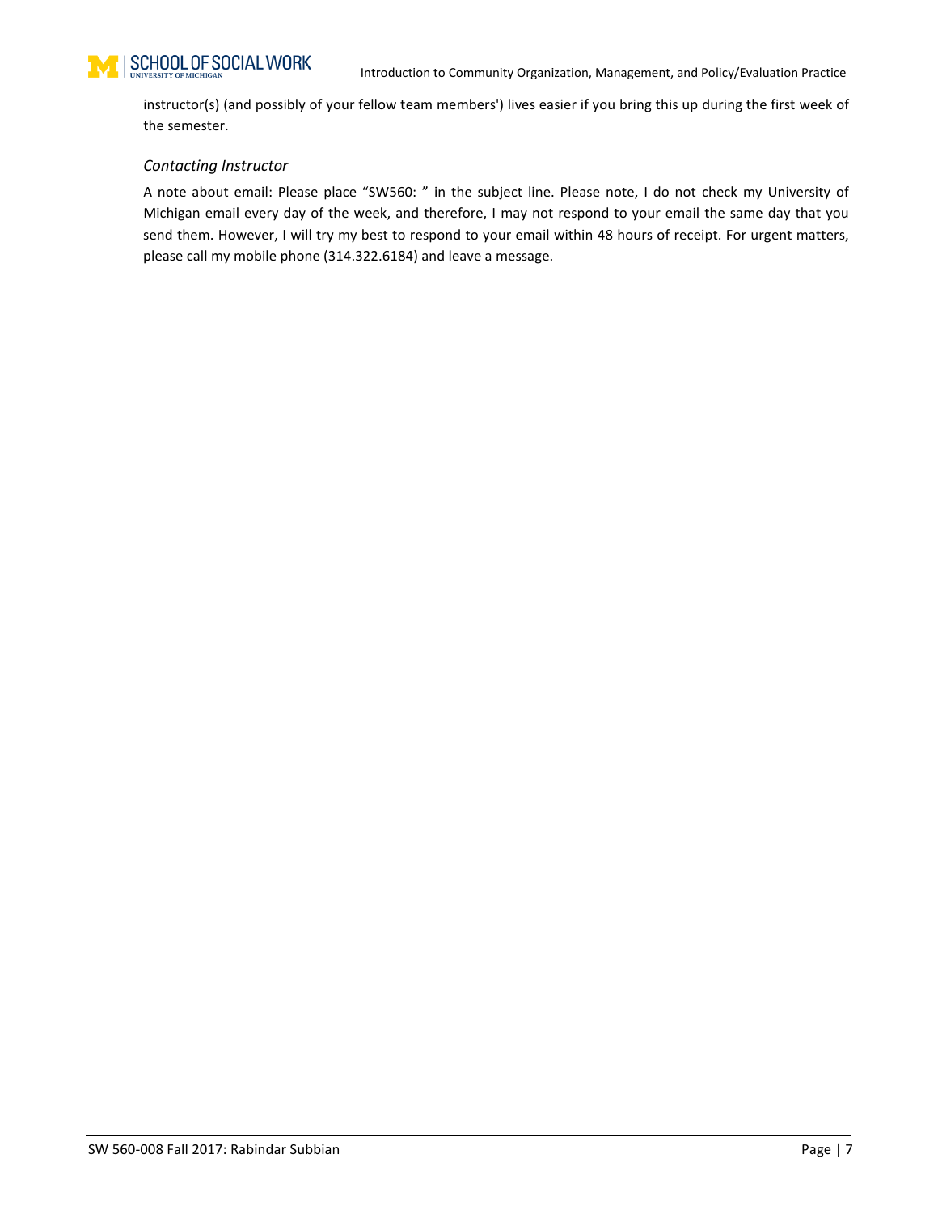instructor(s) (and possibly of your fellow team members') lives easier if you bring this up during the first week of the semester.

### *Contacting Instructor*

A note about email: Please place "SW560: " in the subject line. Please note, I do not check my University of Michigan email every day of the week, and therefore, I may not respond to your email the same day that you send them. However, I will try my best to respond to your email within 48 hours of receipt. For urgent matters, please call my mobile phone (314.322.6184) and leave a message.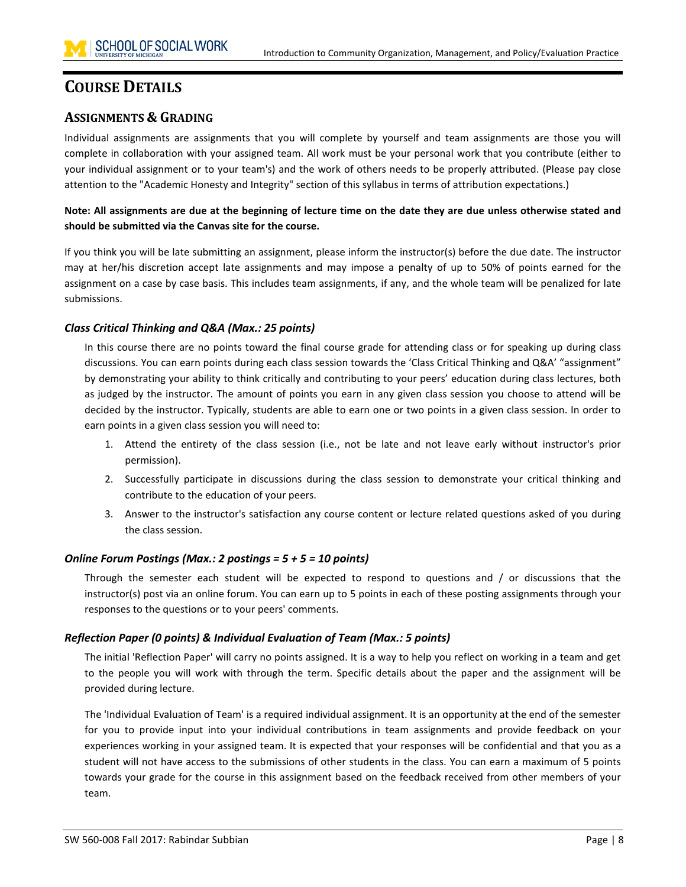# Course Details

## Assignments & Grading

Individual assignments are assignments that you will complete by yourself and team assignments are those you will complete in collaboration with your assigned team. All work must be your personal work that you contribute (either to your individual assignment or to your team's) and the work of others needs to be properly attributed. (Please pay close attention to the "Academic Honesty and Integrity" section of this syllabus in terms of attribution expectations.)

**Note: All assignments are due at the beginning of lecture time on the date they are due unless otherwise stated and should be submitted via the Canvas site for the course.**

If you think you will be late submitting an assignment, please inform the instructor(s) before the due date. The instructor may at her/his discretion accept late assignments and may impose a penalty of up to 50% of points earned for the assignment on a case by case basis. This includes team assignments, if any, and the whole team will be penalized for late submissions.

### *Class Critical Thinking and Q&A (Max.: 25 points)*

In this course there are no points toward the final course grade for attending class or for speaking up during class discussions. You can earn points during each class session towards the 'Class Critical Thinking and Q&A' "assignment" by demonstrating your ability to think critically and contributing to your peers' education during class lectures, both as judged by the instructor. The amount of points you earn in any given class session you choose to attend will be decided by the instructor. Typically, students are able to earn one or two points in a given class session. In order to earn points in a given class session you will need to:

1. Attend the entirety of the class session (i.e., not be late and not leave early without instructor's prior permission).
2. Successfully participate in discussions during the class session to demonstrate your critical thinking and contribute to the education of your peers.
3. Answer to the instructor's satisfaction any course content or lecture related questions asked of you during the class session.

### *Online Forum Postings (Max.: 2 postings = 5 + 5 = 10 points)*

Through the semester each student will be expected to respond to questions and / or discussions that the instructor(s) post via an online forum. You can earn up to 5 points in each of these posting assignments through your responses to the questions or to your peers' comments.

### *Reflection Paper (0 points) & Individual Evaluation of Team (Max.: 5 points)*

The initial 'Reflection Paper' will carry no points assigned. It is a way to help you reflect on working in a team and get to the people you will work with through the term. Specific details about the paper and the assignment will be provided during lecture.

The 'Individual Evaluation of Team' is a required individual assignment. It is an opportunity at the end of the semester for you to provide input into your individual contributions in team assignments and provide feedback on your experiences working in your assigned team. It is expected that your responses will be confidential and that you as a student will not have access to the submissions of other students in the class. You can earn a maximum of 5 points towards your grade for the course in this assignment based on the feedback received from other members of your team.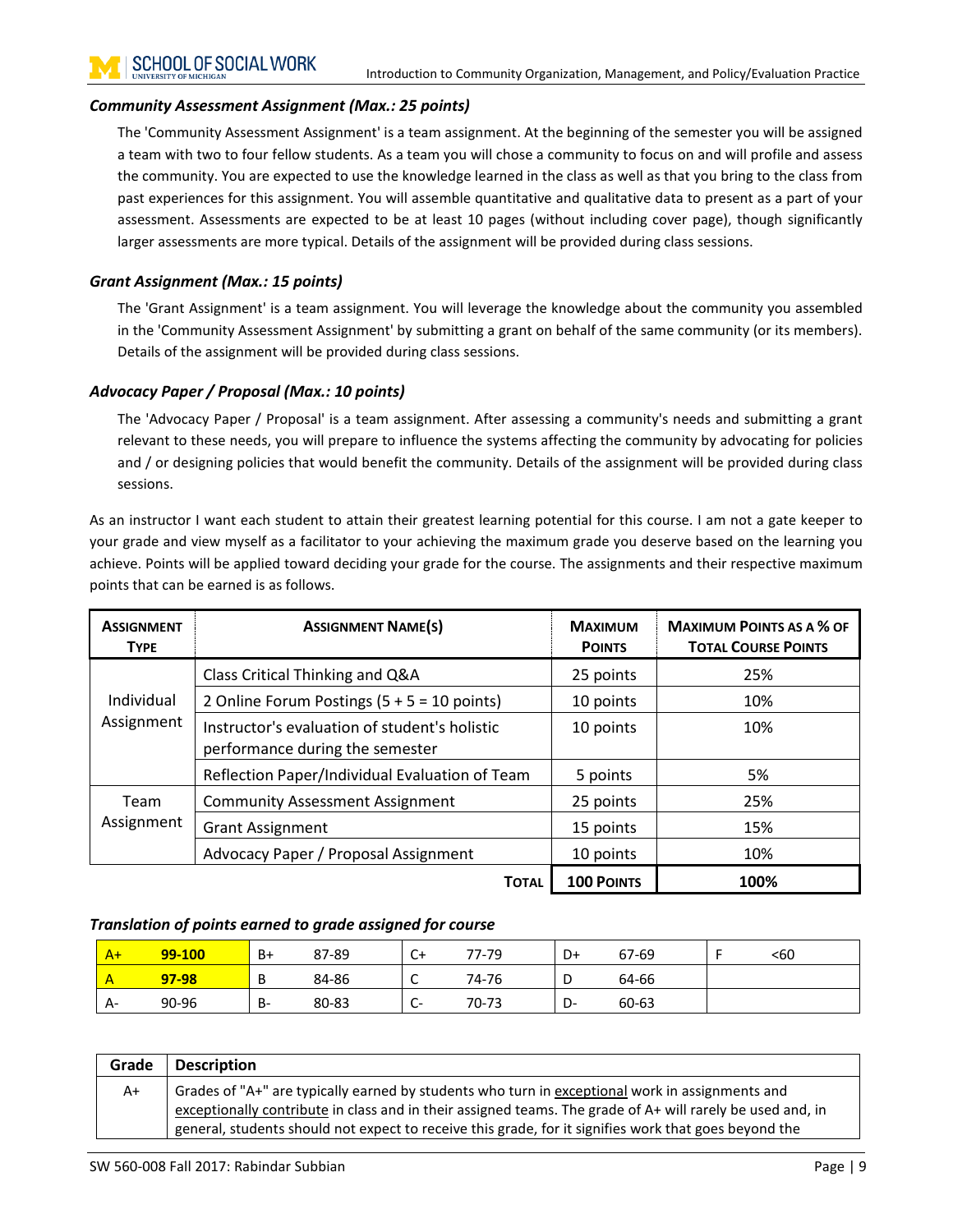### *Community Assessment Assignment (Max.: 25 points)*

The 'Community Assessment Assignment' is a team assignment. At the beginning of the semester you will be assigned a team with two to four fellow students. As a team you will chose a community to focus on and will profile and assess the community. You are expected to use the knowledge learned in the class as well as that you bring to the class from past experiences for this assignment. You will assemble quantitative and qualitative data to present as a part of your assessment. Assessments are expected to be at least 10 pages (without including cover page), though significantly larger assessments are more typical. Details of the assignment will be provided during class sessions.

### *Grant Assignment (Max.: 15 points)*

The 'Grant Assignment' is a team assignment. You will leverage the knowledge about the community you assembled in the 'Community Assessment Assignment' by submitting a grant on behalf of the same community (or its members). Details of the assignment will be provided during class sessions.

### *Advocacy Paper / Proposal (Max.: 10 points)*

The 'Advocacy Paper / Proposal' is a team assignment. After assessing a community's needs and submitting a grant relevant to these needs, you will prepare to influence the systems affecting the community by advocating for policies and / or designing policies that would benefit the community. Details of the assignment will be provided during class sessions.

As an instructor I want each student to attain their greatest learning potential for this course. I am not a gate keeper to your grade and view myself as a facilitator to your achieving the maximum grade you deserve based on the learning you achieve. Points will be applied toward deciding your grade for the course. The assignments and their respective maximum points that can be earned is as follows.

| Assignment Type | Assignment Name(s) | Maximum Points | Maximum Points as a % of Total Course Points |
|---|---|---|---|
| Individual Assignment | Class Critical Thinking and Q&A | 25 points | 25% |
| | 2 Online Forum Postings (5 + 5 = 10 points) | 10 points | 10% |
| | Instructor's evaluation of student's holistic performance during the semester | 10 points | 10% |
| | Reflection Paper/Individual Evaluation of Team | 5 points | 5% |
| Team Assignment | Community Assessment Assignment | 25 points | 25% |
| | Grant Assignment | 15 points | 15% |
| | Advocacy Paper / Proposal Assignment | 10 points | 10% |
| | **Total** | **100 Points** | **100%** |

### *Translation of points earned to grade assigned for course*

| | | | | | | | | | |
|---|---|---|---|---|---|---|---|---|---|
| A+ | **99-100** | B+ | 87-89 | C+ | 77-79 | D+ | 67-69 | F | <60 |
| A | **97-98** | B | 84-86 | C | 74-76 | D | 64-66 | | |
| A- | 90-96 | B- | 80-83 | C- | 70-73 | D- | 60-63 | | |

| Grade | Description |
|---|---|
| A+ | Grades of "A+" are typically earned by students who turn in exceptional work in assignments and exceptionally contribute in class and in their assigned teams. The grade of A+ will rarely be used and, in general, students should not expect to receive this grade, for it signifies work that goes beyond the |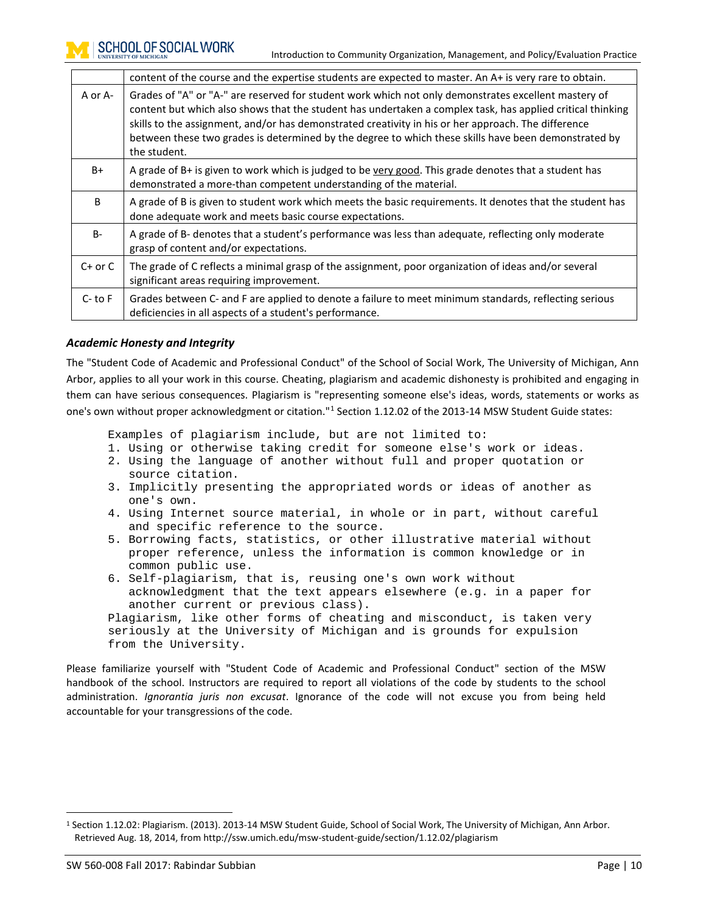| | |
|---|---|
| | content of the course and the expertise students are expected to master. An A+ is very rare to obtain. |
| A or A- | Grades of "A" or "A-" are reserved for student work which not only demonstrates excellent mastery of content but which also shows that the student has undertaken a complex task, has applied critical thinking skills to the assignment, and/or has demonstrated creativity in his or her approach. The difference between these two grades is determined by the degree to which these skills have been demonstrated by the student. |
| B+ | A grade of B+ is given to work which is judged to be very good. This grade denotes that a student has demonstrated a more-than competent understanding of the material. |
| B | A grade of B is given to student work which meets the basic requirements. It denotes that the student has done adequate work and meets basic course expectations. |
| B- | A grade of B- denotes that a student's performance was less than adequate, reflecting only moderate grasp of content and/or expectations. |
| C+ or C | The grade of C reflects a minimal grasp of the assignment, poor organization of ideas and/or several significant areas requiring improvement. |
| C- to F | Grades between C- and F are applied to denote a failure to meet minimum standards, reflecting serious deficiencies in all aspects of a student's performance. |

### *Academic Honesty and Integrity*

The "Student Code of Academic and Professional Conduct" of the School of Social Work, The University of Michigan, Ann Arbor, applies to all your work in this course. Cheating, plagiarism and academic dishonesty is prohibited and engaging in them can have serious consequences. Plagiarism is "representing someone else's ideas, words, statements or works as one's own without proper acknowledgment or citation."[1] Section 1.12.02 of the 2013-14 MSW Student Guide states:

```
Examples of plagiarism include, but are not limited to:
1. Using or otherwise taking credit for someone else's work or ideas.
2. Using the language of another without full and proper quotation or
   source citation.
3. Implicitly presenting the appropriated words or ideas of another as
   one's own.
4. Using Internet source material, in whole or in part, without careful
   and specific reference to the source.
5. Borrowing facts, statistics, or other illustrative material without
   proper reference, unless the information is common knowledge or in
   common public use.
6. Self-plagiarism, that is, reusing one's own work without
   acknowledgment that the text appears elsewhere (e.g. in a paper for
   another current or previous class).
Plagiarism, like other forms of cheating and misconduct, is taken very
seriously at the University of Michigan and is grounds for expulsion
from the University.
```

Please familiarize yourself with "Student Code of Academic and Professional Conduct" section of the MSW handbook of the school. Instructors are required to report all violations of the code by students to the school administration. *Ignorantia juris non excusat*. Ignorance of the code will not excuse you from being held accountable for your transgressions of the code.

[1] Section 1.12.02: Plagiarism. (2013). 2013-14 MSW Student Guide, School of Social Work, The University of Michigan, Ann Arbor. Retrieved Aug. 18, 2014, from http://ssw.umich.edu/msw-student-guide/section/1.12.02/plagiarism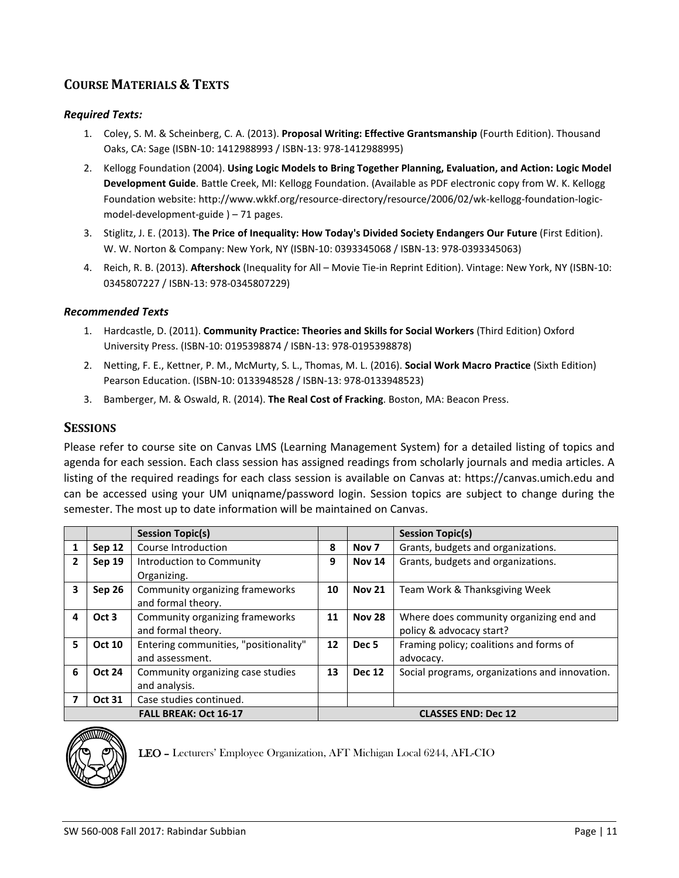## COURSE MATERIALS & TEXTS

### *Required Texts:*

1. Coley, S. M. & Scheinberg, C. A. (2013). **Proposal Writing: Effective Grantsmanship** (Fourth Edition). Thousand Oaks, CA: Sage (ISBN-10: 1412988993 / ISBN-13: 978-1412988995)
2. Kellogg Foundation (2004). **Using Logic Models to Bring Together Planning, Evaluation, and Action: Logic Model Development Guide**. Battle Creek, MI: Kellogg Foundation. (Available as PDF electronic copy from W. K. Kellogg Foundation website: http://www.wkkf.org/resource-directory/resource/2006/02/wk-kellogg-foundation-logic-model-development-guide ) – 71 pages.
3. Stiglitz, J. E. (2013). **The Price of Inequality: How Today's Divided Society Endangers Our Future** (First Edition). W. W. Norton & Company: New York, NY (ISBN-10: 0393345068 / ISBN-13: 978-0393345063)
4. Reich, R. B. (2013). **Aftershock** (Inequality for All – Movie Tie-in Reprint Edition). Vintage: New York, NY (ISBN-10: 0345807227 / ISBN-13: 978-0345807229)

### *Recommended Texts*

1. Hardcastle, D. (2011). **Community Practice: Theories and Skills for Social Workers** (Third Edition) Oxford University Press. (ISBN-10: 0195398874 / ISBN-13: 978-0195398878)
2. Netting, F. E., Kettner, P. M., McMurty, S. L., Thomas, M. L. (2016). **Social Work Macro Practice** (Sixth Edition) Pearson Education. (ISBN-10: 0133948528 / ISBN-13: 978-0133948523)
3. Bamberger, M. & Oswald, R. (2014). **The Real Cost of Fracking**. Boston, MA: Beacon Press.

## SESSIONS

Please refer to course site on Canvas LMS (Learning Management System) for a detailed listing of topics and agenda for each session. Each class session has assigned readings from scholarly journals and media articles. A listing of the required readings for each class session is available on Canvas at: https://canvas.umich.edu and can be accessed using your UM uniqname/password login. Session topics are subject to change during the semester. The most up to date information will be maintained on Canvas.

| | | Session Topic(s) | | | Session Topic(s) |
|---|---|---|---|---|---|
| 1 | Sep 12 | Course Introduction | 8 | Nov 7 | Grants, budgets and organizations. |
| 2 | Sep 19 | Introduction to Community Organizing. | 9 | Nov 14 | Grants, budgets and organizations. |
| 3 | Sep 26 | Community organizing frameworks and formal theory. | 10 | Nov 21 | Team Work & Thanksgiving Week |
| 4 | Oct 3 | Community organizing frameworks and formal theory. | 11 | Nov 28 | Where does community organizing end and policy & advocacy start? |
| 5 | Oct 10 | Entering communities, "positionality" and assessment. | 12 | Dec 5 | Framing policy; coalitions and forms of advocacy. |
| 6 | Oct 24 | Community organizing case studies and analysis. | 13 | Dec 12 | Social programs, organizations and innovation. |
| 7 | Oct 31 | Case studies continued. | | | |
| FALL BREAK: Oct 16-17 | | | CLASSES END: Dec 12 | | |

LEO – Lecturers' Employee Organization, AFT Michigan Local 6244, AFL-CIO